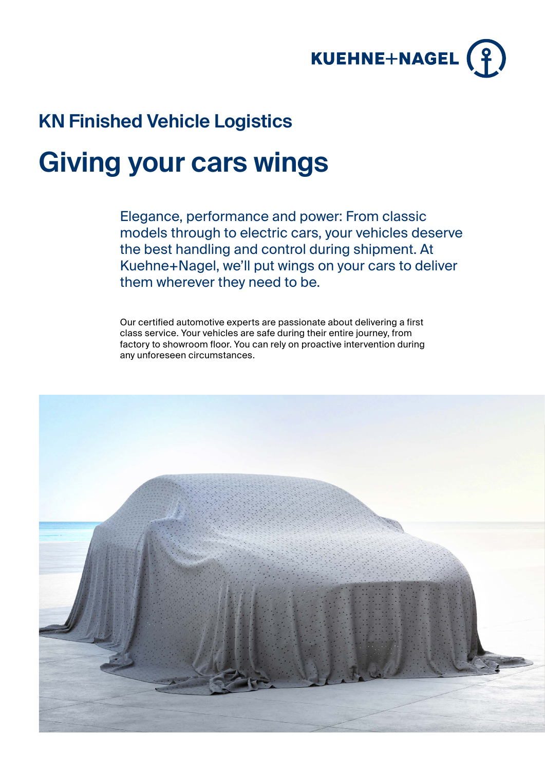KUEHNE+NAGEL

## KN Finished Vehicle Logistics

# Giving your cars wings

Elegance, performance and power: From classic models through to electric cars, your vehicles deserve the best handling and control during shipment. At Kuehne+Nagel, we'll put wings on your cars to deliver them wherever they need to be.

Our certified automotive experts are passionate about delivering a first class service. Your vehicles are safe during their entire journey, from factory to showroom floor. You can rely on proactive intervention during any unforeseen circumstances.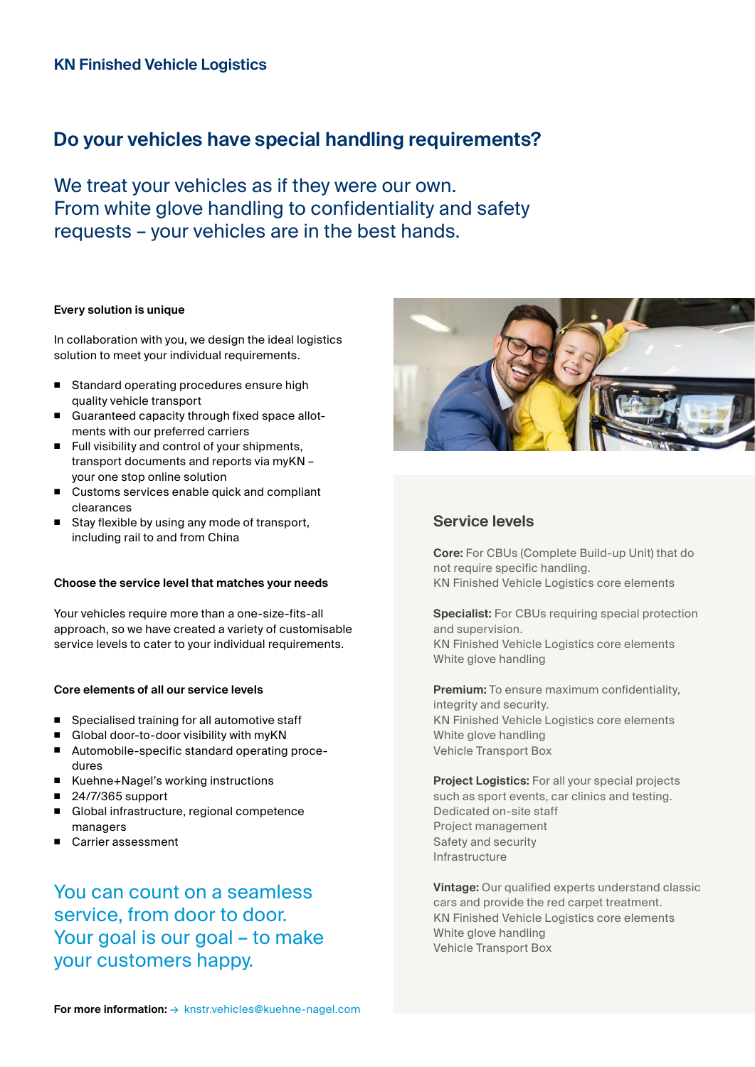KN Finished Vehicle Logistics

## Do your vehicles have special handling requirements?

We treat your vehicles as if they were our own.
From white glove handling to confidentiality and safety requests – your vehicles are in the best hands.

**Every solution is unique**

In collaboration with you, we design the ideal logistics solution to meet your individual requirements.

- Standard operating procedures ensure high quality vehicle transport
- Guaranteed capacity through fixed space allotments with our preferred carriers
- Full visibility and control of your shipments, transport documents and reports via myKN – your one stop online solution
- Customs services enable quick and compliant clearances
- Stay flexible by using any mode of transport, including rail to and from China

**Choose the service level that matches your needs**

Your vehicles require more than a one-size-fits-all approach, so we have created a variety of customisable service levels to cater to your individual requirements.

**Core elements of all our service levels**

- Specialised training for all automotive staff
- Global door-to-door visibility with myKN
- Automobile-specific standard operating procedures
- Kuehne+Nagel's working instructions
- 24/7/365 support
- Global infrastructure, regional competence managers
- Carrier assessment

You can count on a seamless service, from door to door.
Your goal is our goal – to make your customers happy.

**For more information:** → knstr.vehicles@kuehne-nagel.com

### Service levels

**Core:** For CBUs (Complete Build-up Unit) that do not require specific handling.
KN Finished Vehicle Logistics core elements

**Specialist:** For CBUs requiring special protection and supervision.
KN Finished Vehicle Logistics core elements
White glove handling

**Premium:** To ensure maximum confidentiality, integrity and security.
KN Finished Vehicle Logistics core elements
White glove handling
Vehicle Transport Box

**Project Logistics:** For all your special projects such as sport events, car clinics and testing.
Dedicated on-site staff
Project management
Safety and security
Infrastructure

**Vintage:** Our qualified experts understand classic cars and provide the red carpet treatment.
KN Finished Vehicle Logistics core elements
White glove handling
Vehicle Transport Box